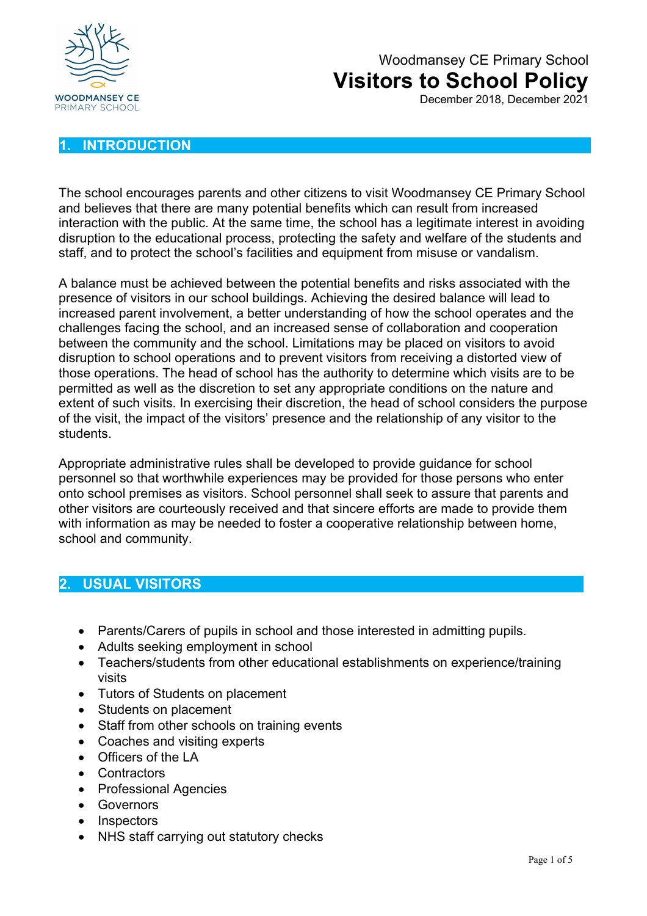WOODMANSEY CE PRIMARY SCHOOL

Woodmansey CE Primary School

# Visitors to School Policy

December 2018, December 2021

## 1. INTRODUCTION

The school encourages parents and other citizens to visit Woodmansey CE Primary School and believes that there are many potential benefits which can result from increased interaction with the public. At the same time, the school has a legitimate interest in avoiding disruption to the educational process, protecting the safety and welfare of the students and staff, and to protect the school's facilities and equipment from misuse or vandalism.

A balance must be achieved between the potential benefits and risks associated with the presence of visitors in our school buildings. Achieving the desired balance will lead to increased parent involvement, a better understanding of how the school operates and the challenges facing the school, and an increased sense of collaboration and cooperation between the community and the school. Limitations may be placed on visitors to avoid disruption to school operations and to prevent visitors from receiving a distorted view of those operations. The head of school has the authority to determine which visits are to be permitted as well as the discretion to set any appropriate conditions on the nature and extent of such visits. In exercising their discretion, the head of school considers the purpose of the visit, the impact of the visitors' presence and the relationship of any visitor to the students.

Appropriate administrative rules shall be developed to provide guidance for school personnel so that worthwhile experiences may be provided for those persons who enter onto school premises as visitors. School personnel shall seek to assure that parents and other visitors are courteously received and that sincere efforts are made to provide them with information as may be needed to foster a cooperative relationship between home, school and community.

## 2. USUAL VISITORS

- Parents/Carers of pupils in school and those interested in admitting pupils.
- Adults seeking employment in school
- Teachers/students from other educational establishments on experience/training visits
- Tutors of Students on placement
- Students on placement
- Staff from other schools on training events
- Coaches and visiting experts
- Officers of the LA
- Contractors
- Professional Agencies
- Governors
- Inspectors
- NHS staff carrying out statutory checks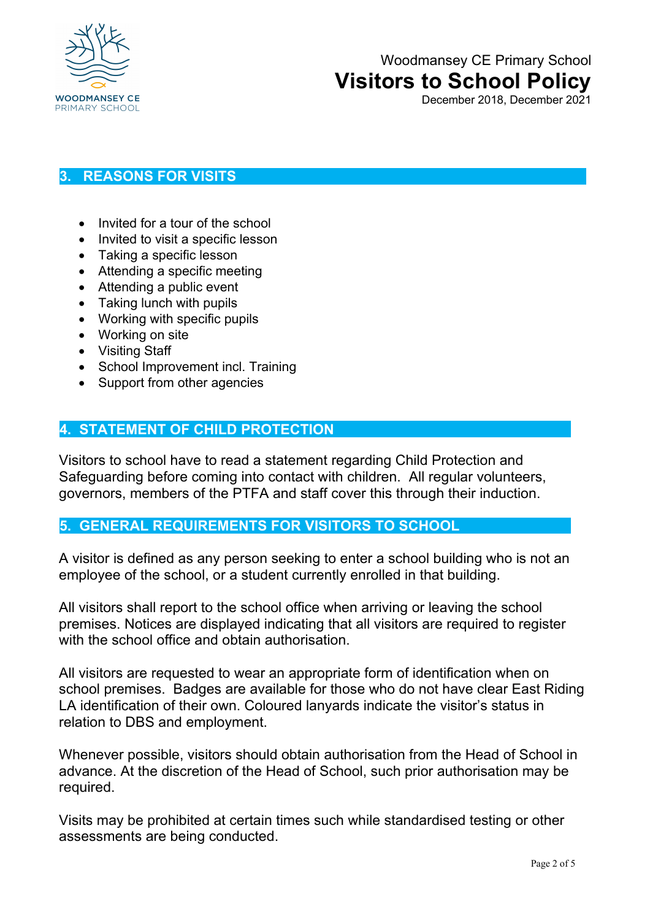## 3. REASONS FOR VISITS

- Invited for a tour of the school
- Invited to visit a specific lesson
- Taking a specific lesson
- Attending a specific meeting
- Attending a public event
- Taking lunch with pupils
- Working with specific pupils
- Working on site
- Visiting Staff
- School Improvement incl. Training
- Support from other agencies

## 4. STATEMENT OF CHILD PROTECTION

Visitors to school have to read a statement regarding Child Protection and Safeguarding before coming into contact with children. All regular volunteers, governors, members of the PTFA and staff cover this through their induction.

## 5. GENERAL REQUIREMENTS FOR VISITORS TO SCHOOL

A visitor is defined as any person seeking to enter a school building who is not an employee of the school, or a student currently enrolled in that building.

All visitors shall report to the school office when arriving or leaving the school premises. Notices are displayed indicating that all visitors are required to register with the school office and obtain authorisation.

All visitors are requested to wear an appropriate form of identification when on school premises. Badges are available for those who do not have clear East Riding LA identification of their own. Coloured lanyards indicate the visitor's status in relation to DBS and employment.

Whenever possible, visitors should obtain authorisation from the Head of School in advance. At the discretion of the Head of School, such prior authorisation may be required.

Visits may be prohibited at certain times such while standardised testing or other assessments are being conducted.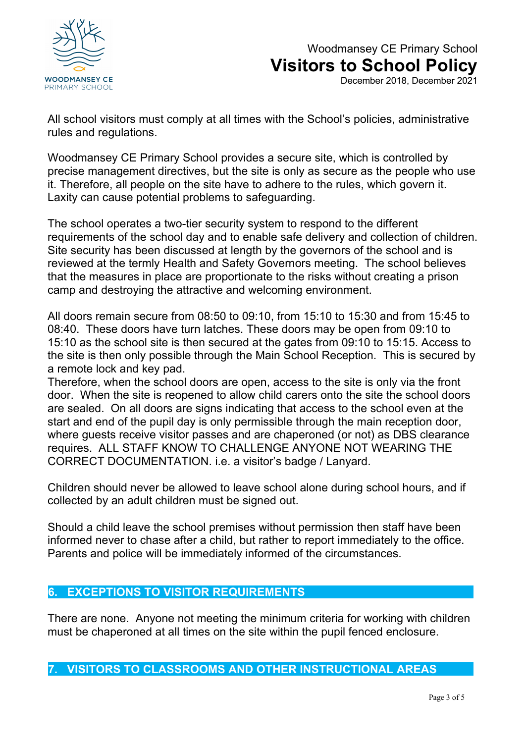All school visitors must comply at all times with the School's policies, administrative rules and regulations.

Woodmansey CE Primary School provides a secure site, which is controlled by precise management directives, but the site is only as secure as the people who use it. Therefore, all people on the site have to adhere to the rules, which govern it. Laxity can cause potential problems to safeguarding.

The school operates a two-tier security system to respond to the different requirements of the school day and to enable safe delivery and collection of children. Site security has been discussed at length by the governors of the school and is reviewed at the termly Health and Safety Governors meeting. The school believes that the measures in place are proportionate to the risks without creating a prison camp and destroying the attractive and welcoming environment.

All doors remain secure from 08:50 to 09:10, from 15:10 to 15:30 and from 15:45 to 08:40. These doors have turn latches. These doors may be open from 09:10 to 15:10 as the school site is then secured at the gates from 09:10 to 15:15. Access to the site is then only possible through the Main School Reception. This is secured by a remote lock and key pad.
Therefore, when the school doors are open, access to the site is only via the front door. When the site is reopened to allow child carers onto the site the school doors are sealed. On all doors are signs indicating that access to the school even at the start and end of the pupil day is only permissible through the main reception door, where guests receive visitor passes and are chaperoned (or not) as DBS clearance requires. ALL STAFF KNOW TO CHALLENGE ANYONE NOT WEARING THE CORRECT DOCUMENTATION. i.e. a visitor's badge / Lanyard.

Children should never be allowed to leave school alone during school hours, and if collected by an adult children must be signed out.

Should a child leave the school premises without permission then staff have been informed never to chase after a child, but rather to report immediately to the office. Parents and police will be immediately informed of the circumstances.

## 6. EXCEPTIONS TO VISITOR REQUIREMENTS

There are none. Anyone not meeting the minimum criteria for working with children must be chaperoned at all times on the site within the pupil fenced enclosure.

## 7. VISITORS TO CLASSROOMS AND OTHER INSTRUCTIONAL AREAS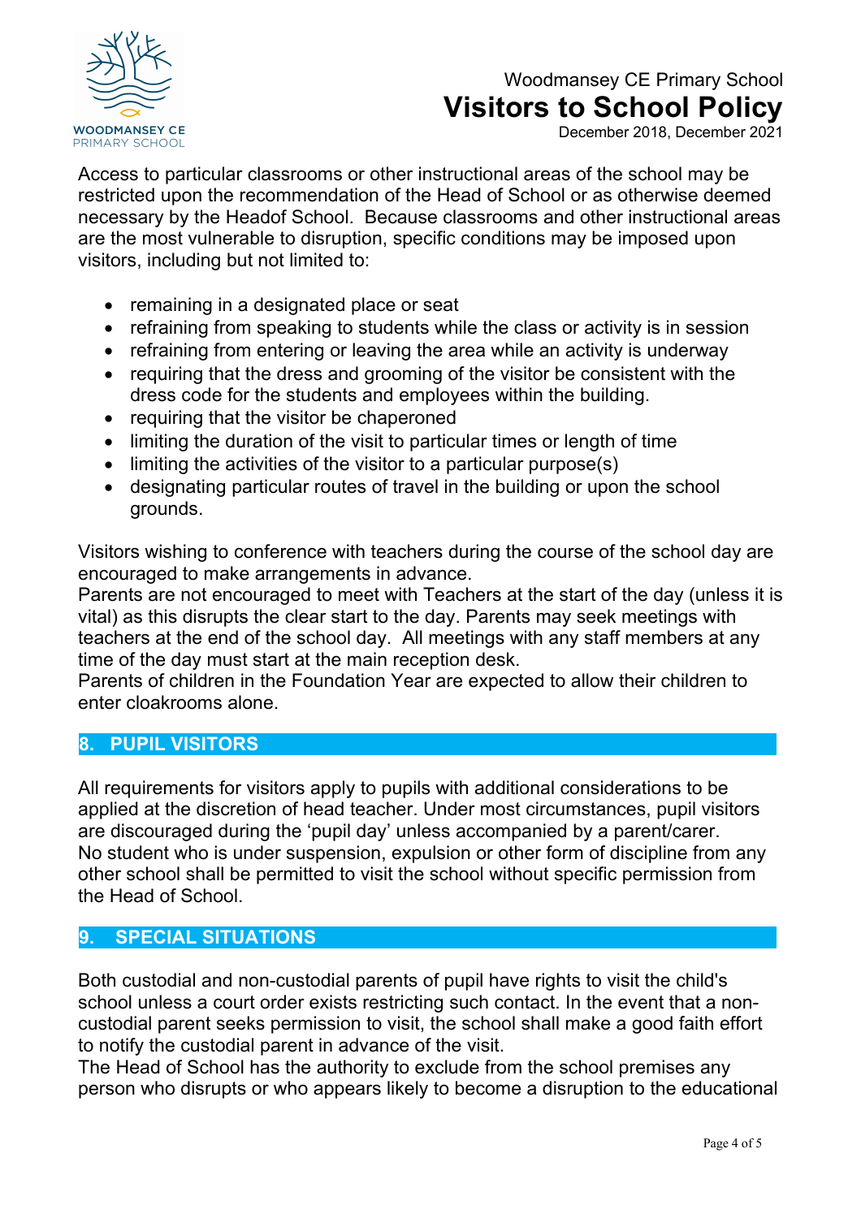Access to particular classrooms or other instructional areas of the school may be restricted upon the recommendation of the Head of School or as otherwise deemed necessary by the Headof School. Because classrooms and other instructional areas are the most vulnerable to disruption, specific conditions may be imposed upon visitors, including but not limited to:

- remaining in a designated place or seat
- refraining from speaking to students while the class or activity is in session
- refraining from entering or leaving the area while an activity is underway
- requiring that the dress and grooming of the visitor be consistent with the dress code for the students and employees within the building.
- requiring that the visitor be chaperoned
- limiting the duration of the visit to particular times or length of time
- limiting the activities of the visitor to a particular purpose(s)
- designating particular routes of travel in the building or upon the school grounds.

Visitors wishing to conference with teachers during the course of the school day are encouraged to make arrangements in advance.
Parents are not encouraged to meet with Teachers at the start of the day (unless it is vital) as this disrupts the clear start to the day. Parents may seek meetings with teachers at the end of the school day. All meetings with any staff members at any time of the day must start at the main reception desk.
Parents of children in the Foundation Year are expected to allow their children to enter cloakrooms alone.

## 8. PUPIL VISITORS

All requirements for visitors apply to pupils with additional considerations to be applied at the discretion of head teacher. Under most circumstances, pupil visitors are discouraged during the 'pupil day' unless accompanied by a parent/carer.
No student who is under suspension, expulsion or other form of discipline from any other school shall be permitted to visit the school without specific permission from the Head of School.

## 9. SPECIAL SITUATIONS

Both custodial and non-custodial parents of pupil have rights to visit the child's school unless a court order exists restricting such contact. In the event that a non-custodial parent seeks permission to visit, the school shall make a good faith effort to notify the custodial parent in advance of the visit.
The Head of School has the authority to exclude from the school premises any person who disrupts or who appears likely to become a disruption to the educational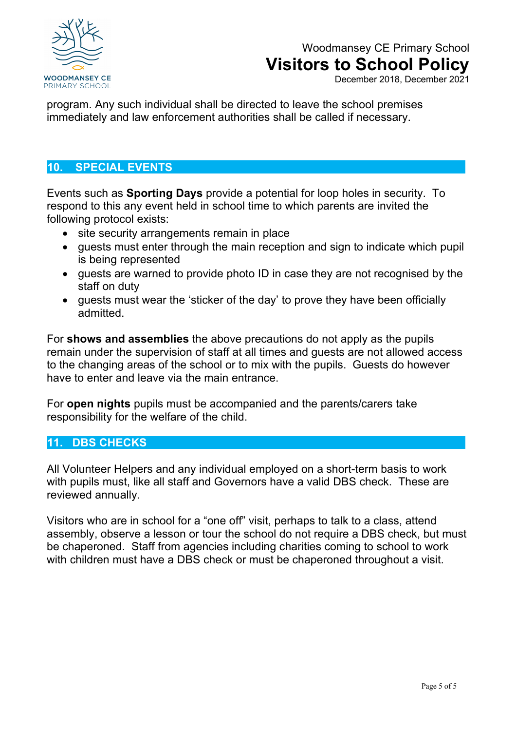program. Any such individual shall be directed to leave the school premises immediately and law enforcement authorities shall be called if necessary.

## 10. SPECIAL EVENTS

Events such as **Sporting Days** provide a potential for loop holes in security. To respond to this any event held in school time to which parents are invited the following protocol exists:

- site security arrangements remain in place
- guests must enter through the main reception and sign to indicate which pupil is being represented
- guests are warned to provide photo ID in case they are not recognised by the staff on duty
- guests must wear the 'sticker of the day' to prove they have been officially admitted.

For **shows and assemblies** the above precautions do not apply as the pupils remain under the supervision of staff at all times and guests are not allowed access to the changing areas of the school or to mix with the pupils. Guests do however have to enter and leave via the main entrance.

For **open nights** pupils must be accompanied and the parents/carers take responsibility for the welfare of the child.

## 11. DBS CHECKS

All Volunteer Helpers and any individual employed on a short-term basis to work with pupils must, like all staff and Governors have a valid DBS check. These are reviewed annually.

Visitors who are in school for a "one off" visit, perhaps to talk to a class, attend assembly, observe a lesson or tour the school do not require a DBS check, but must be chaperoned. Staff from agencies including charities coming to school to work with children must have a DBS check or must be chaperoned throughout a visit.